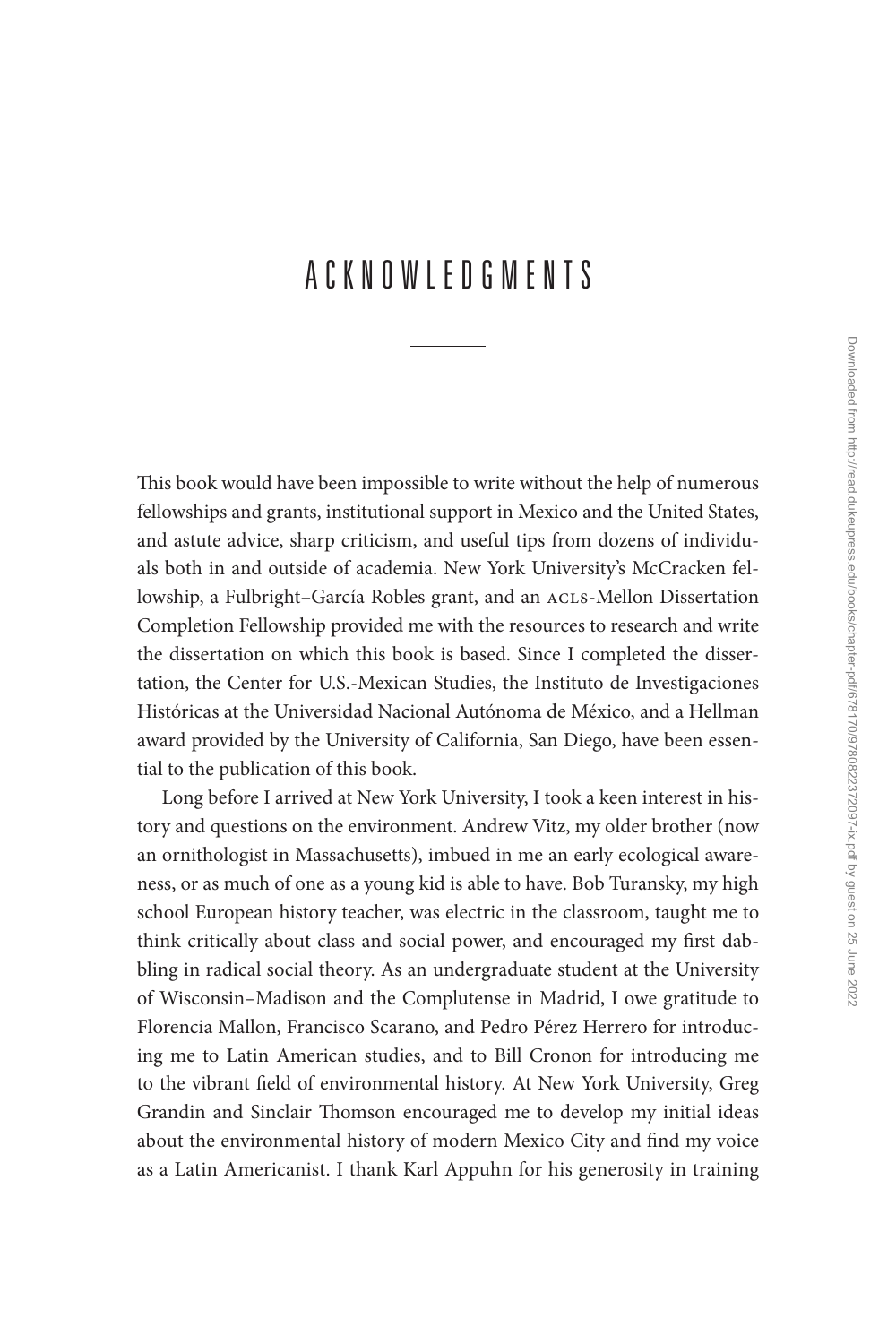# ACKNOWLEDGMENTS

This book would have been impossible to write without the help of numerous fellowships and grants, institutional support in Mexico and the United States, and astute advice, sharp criticism, and useful tips from dozens of individuals both in and outside of academia. New York University's McCracken fellowship, a Fulbright–García Robles grant, and an ACLS-Mellon Dissertation Completion Fellowship provided me with the resources to research and write the dissertation on which this book is based. Since I completed the dissertation, the Center for U.S.-Mexican Studies, the Instituto de Investigaciones Históricas at the Universidad Nacional Autónoma de México, and a Hellman award provided by the University of California, San Diego, have been essential to the publication of this book.

Long before I arrived at New York University, I took a keen interest in history and questions on the environment. Andrew Vitz, my older brother (now an ornithologist in Massachusetts), imbued in me an early ecological awareness, or as much of one as a young kid is able to have. Bob Turansky, my high school European history teacher, was electric in the classroom, taught me to think critically about class and social power, and encouraged my first dabbling in radical social theory. As an undergraduate student at the University of Wisconsin–Madison and the Complutense in Madrid, I owe gratitude to Florencia Mallon, Francisco Scarano, and Pedro Pérez Herrero for introducing me to Latin American studies, and to Bill Cronon for introducing me to the vibrant field of environmental history. At New York University, Greg Grandin and Sinclair Thomson encouraged me to develop my initial ideas about the environmental history of modern Mexico City and find my voice as a Latin Americanist. I thank Karl Appuhn for his generosity in training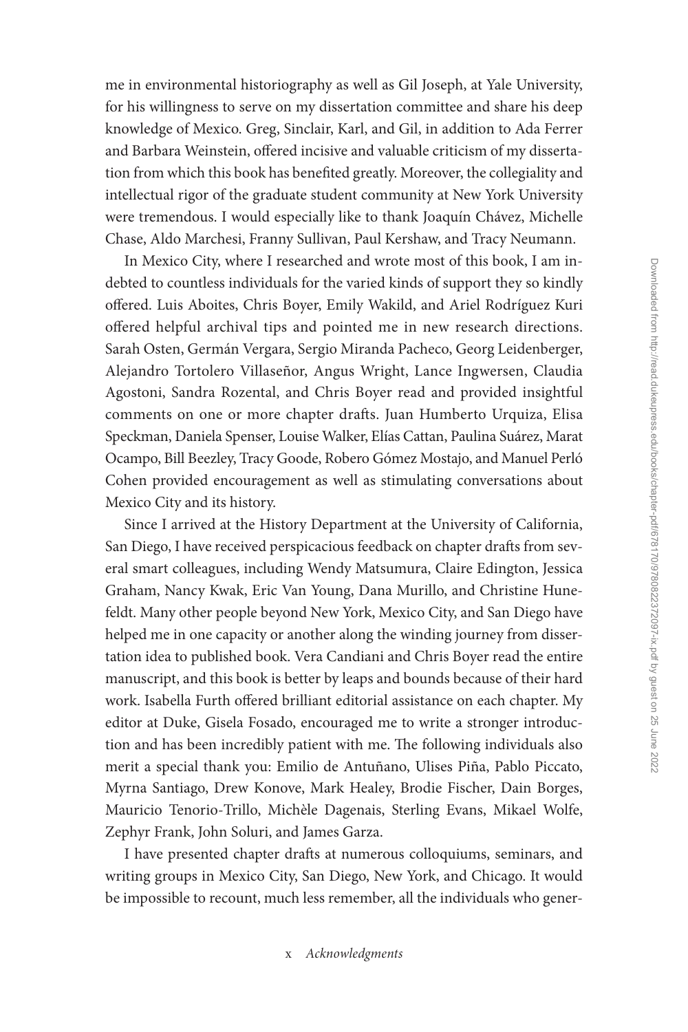me in environmental historiography as well as Gil Joseph, at Yale University, for his willingness to serve on my dissertation committee and share his deep knowledge of Mexico. Greg, Sinclair, Karl, and Gil, in addition to Ada Ferrer and Barbara Weinstein, offered incisive and valuable criticism of my dissertation from which this book has benefited greatly. Moreover, the collegiality and intellectual rigor of the graduate student community at New York University were tremendous. I would especially like to thank Joaquín Chávez, Michelle Chase, Aldo Marchesi, Franny Sullivan, Paul Kershaw, and Tracy Neumann.

In Mexico City, where I researched and wrote most of this book, I am indebted to countless individuals for the varied kinds of support they so kindly offered. Luis Aboites, Chris Boyer, Emily Wakild, and Ariel Rodríguez Kuri offered helpful archival tips and pointed me in new research directions. Sarah Osten, Germán Vergara, Sergio Miranda Pacheco, Georg Leidenberger, Alejandro Tortolero Villaseñor, Angus Wright, Lance Ingwersen, Claudia Agostoni, Sandra Rozental, and Chris Boyer read and provided insightful comments on one or more chapter drafts. Juan Humberto Urquiza, Elisa Speckman, Daniela Spenser, Louise Walker, Elías Cattan, Paulina Suárez, Marat Ocampo, Bill Beezley, Tracy Goode, Robero Gómez Mostajo, and Manuel Perló Cohen provided encouragement as well as stimulating conversations about Mexico City and its history.

Since I arrived at the History Department at the University of California, San Diego, I have received perspicacious feedback on chapter drafts from several smart colleagues, including Wendy Matsumura, Claire Edington, Jessica Graham, Nancy Kwak, Eric Van Young, Dana Murillo, and Christine Hunefeldt. Many other people beyond New York, Mexico City, and San Diego have helped me in one capacity or another along the winding journey from dissertation idea to published book. Vera Candiani and Chris Boyer read the entire manuscript, and this book is better by leaps and bounds because of their hard work. Isabella Furth offered brilliant editorial assistance on each chapter. My editor at Duke, Gisela Fosado, encouraged me to write a stronger introduction and has been incredibly patient with me. The following individuals also merit a special thank you: Emilio de Antuñano, Ulises Piña, Pablo Piccato, Myrna Santiago, Drew Konove, Mark Healey, Brodie Fischer, Dain Borges, Mauricio Tenorio-Trillo, Michèle Dagenais, Sterling Evans, Mikael Wolfe, Zephyr Frank, John Soluri, and James Garza.

I have presented chapter drafts at numerous colloquiums, seminars, and writing groups in Mexico City, San Diego, New York, and Chicago. It would be impossible to recount, much less remember, all the individuals who gener-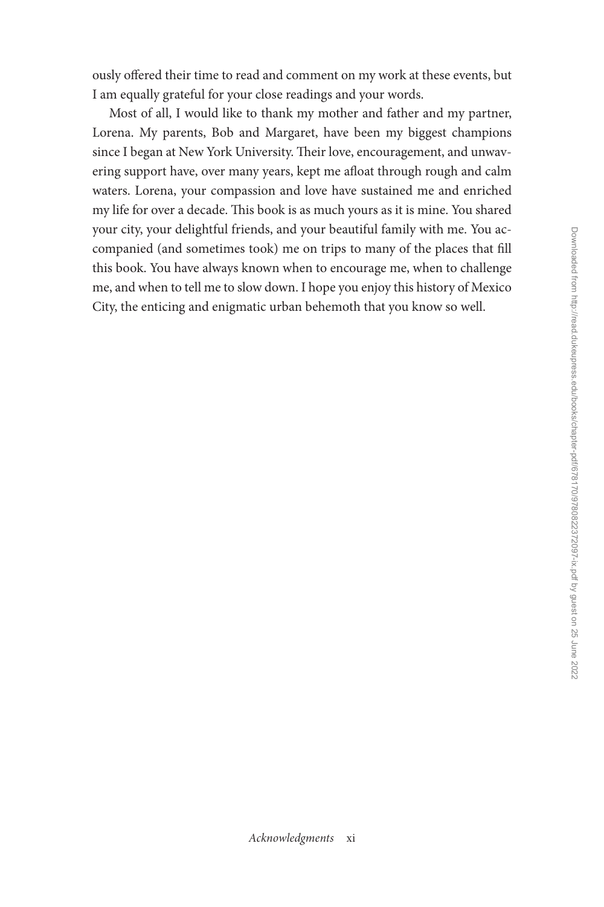ously offered their time to read and comment on my work at these events, but I am equally grateful for your close readings and your words.

Most of all, I would like to thank my mother and father and my partner, Lorena. My parents, Bob and Margaret, have been my biggest champions since I began at New York University. Their love, encouragement, and unwavering support have, over many years, kept me afloat through rough and calm waters. Lorena, your compassion and love have sustained me and enriched my life for over a decade. This book is as much yours as it is mine. You shared your city, your delightful friends, and your beautiful family with me. You accompanied (and sometimes took) me on trips to many of the places that fill this book. You have always known when to encourage me, when to challenge me, and when to tell me to slow down. I hope you enjoy this history of Mexico City, the enticing and enigmatic urban behemoth that you know so well.